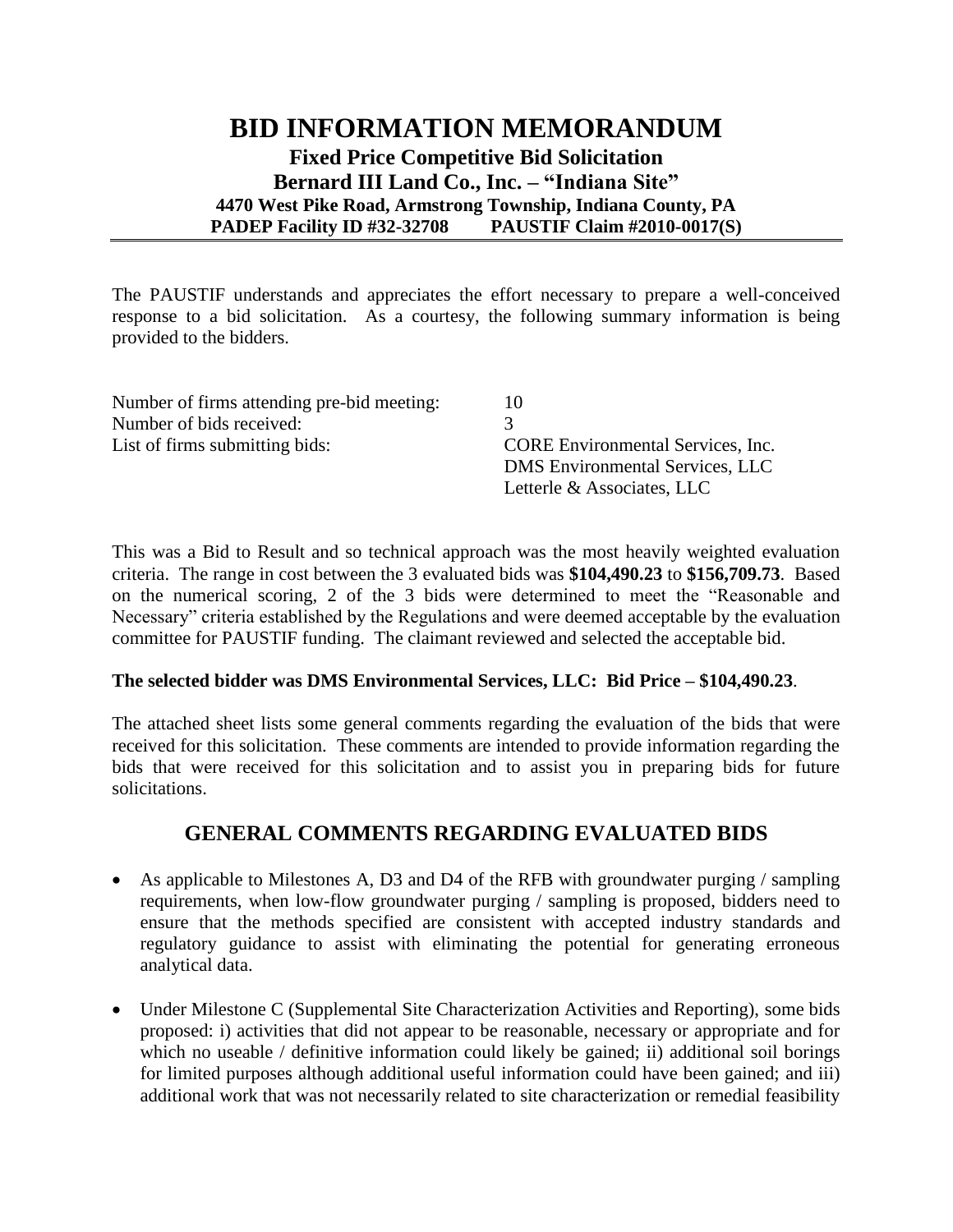# BID INFORMATION MEMORANDUM

## Fixed Price Competitive Bid Solicitation

## Bernard III Land Co., Inc. – "Indiana Site"

### 4470 West Pike Road, Armstrong Township, Indiana County, PA

### PADEP Facility ID #32-32708 PAUSTIF Claim #2010-0017(S)

The PAUSTIF understands and appreciates the effort necessary to prepare a well-conceived response to a bid solicitation. As a courtesy, the following summary information is being provided to the bidders.

| | |
|---|---|
| Number of firms attending pre-bid meeting: | 10 |
| Number of bids received: | 3 |
| List of firms submitting bids: | CORE Environmental Services, Inc.<br>DMS Environmental Services, LLC<br>Letterle & Associates, LLC |

This was a Bid to Result and so technical approach was the most heavily weighted evaluation criteria. The range in cost between the 3 evaluated bids was **\$104,490.23** to **\$156,709.73**. Based on the numerical scoring, 2 of the 3 bids were determined to meet the "Reasonable and Necessary" criteria established by the Regulations and were deemed acceptable by the evaluation committee for PAUSTIF funding. The claimant reviewed and selected the acceptable bid.

**The selected bidder was DMS Environmental Services, LLC: Bid Price – \$104,490.23**.

The attached sheet lists some general comments regarding the evaluation of the bids that were received for this solicitation. These comments are intended to provide information regarding the bids that were received for this solicitation and to assist you in preparing bids for future solicitations.

## GENERAL COMMENTS REGARDING EVALUATED BIDS

- As applicable to Milestones A, D3 and D4 of the RFB with groundwater purging / sampling requirements, when low-flow groundwater purging / sampling is proposed, bidders need to ensure that the methods specified are consistent with accepted industry standards and regulatory guidance to assist with eliminating the potential for generating erroneous analytical data.
- Under Milestone C (Supplemental Site Characterization Activities and Reporting), some bids proposed: i) activities that did not appear to be reasonable, necessary or appropriate and for which no useable / definitive information could likely be gained; ii) additional soil borings for limited purposes although additional useful information could have been gained; and iii) additional work that was not necessarily related to site characterization or remedial feasibility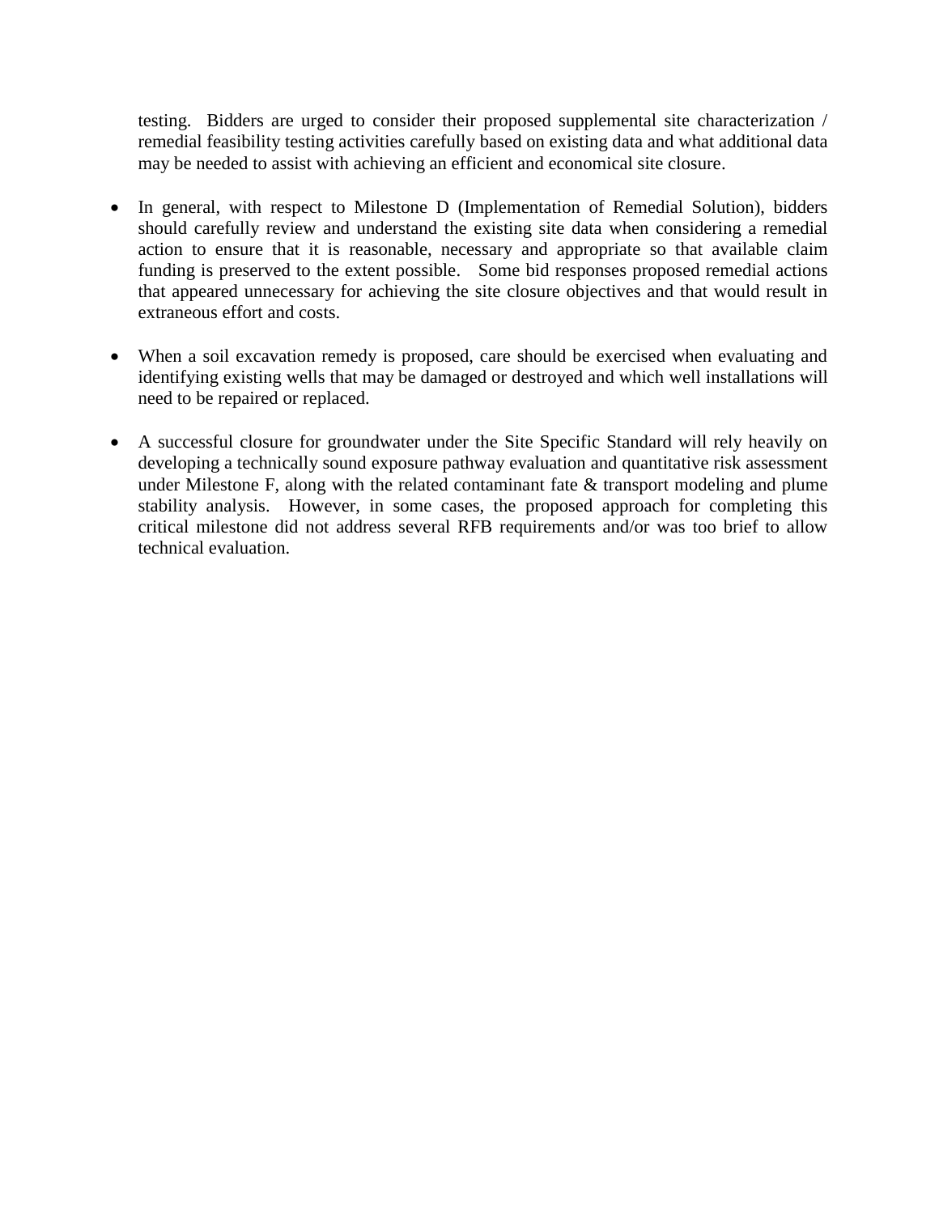testing. Bidders are urged to consider their proposed supplemental site characterization / remedial feasibility testing activities carefully based on existing data and what additional data may be needed to assist with achieving an efficient and economical site closure.

- In general, with respect to Milestone D (Implementation of Remedial Solution), bidders should carefully review and understand the existing site data when considering a remedial action to ensure that it is reasonable, necessary and appropriate so that available claim funding is preserved to the extent possible. Some bid responses proposed remedial actions that appeared unnecessary for achieving the site closure objectives and that would result in extraneous effort and costs.

- When a soil excavation remedy is proposed, care should be exercised when evaluating and identifying existing wells that may be damaged or destroyed and which well installations will need to be repaired or replaced.

- A successful closure for groundwater under the Site Specific Standard will rely heavily on developing a technically sound exposure pathway evaluation and quantitative risk assessment under Milestone F, along with the related contaminant fate & transport modeling and plume stability analysis. However, in some cases, the proposed approach for completing this critical milestone did not address several RFB requirements and/or was too brief to allow technical evaluation.